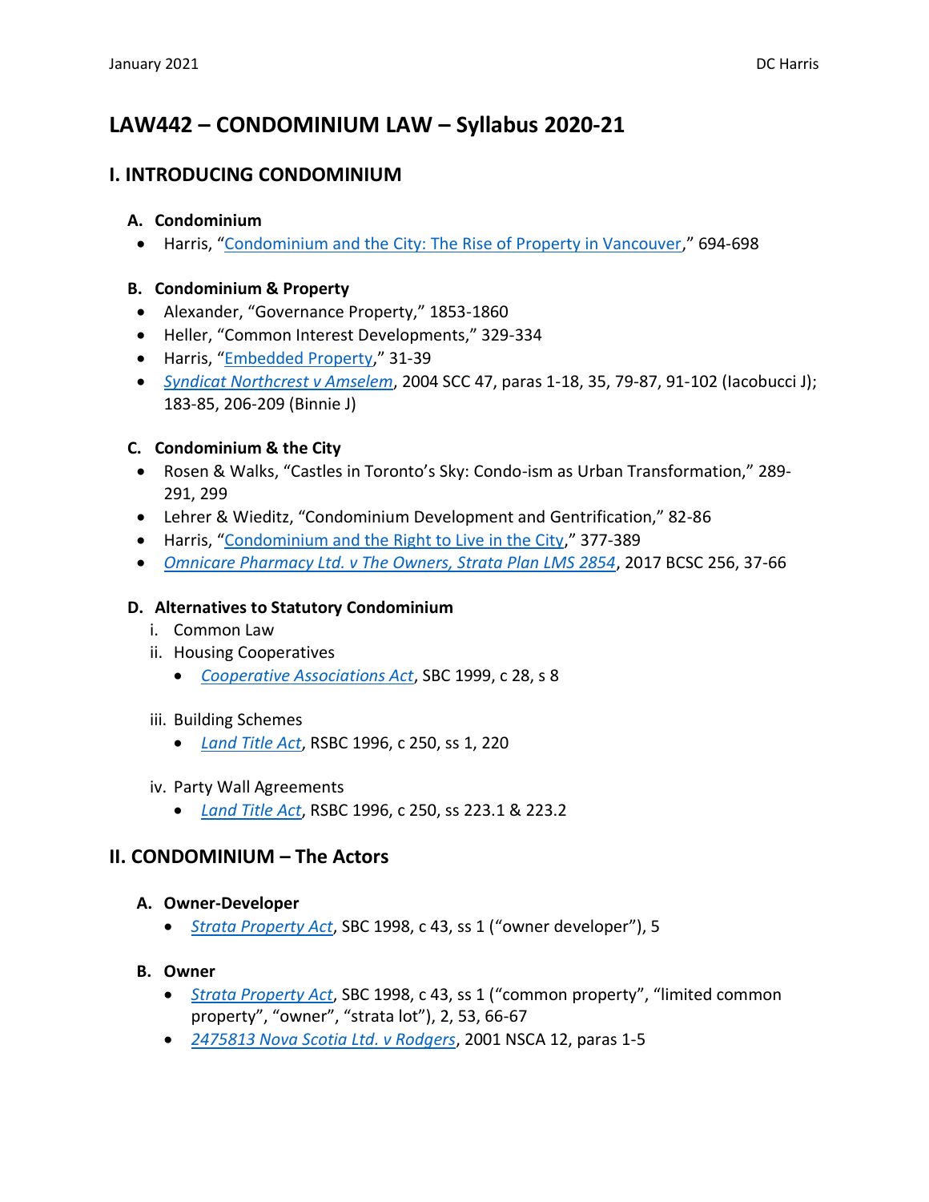# LAW442 – CONDOMINIUM LAW – Syllabus 2020-21

## I. INTRODUCING CONDOMINIUM

### A. Condominium

- Harris, "Condominium and the City: The Rise of Property in Vancouver," 694-698

### B. Condominium & Property

- Alexander, "Governance Property," 1853-1860
- Heller, "Common Interest Developments," 329-334
- Harris, "Embedded Property," 31-39
- *Syndicat Northcrest v Amselem*, 2004 SCC 47, paras 1-18, 35, 79-87, 91-102 (Iacobucci J); 183-85, 206-209 (Binnie J)

### C. Condominium & the City

- Rosen & Walks, "Castles in Toronto's Sky: Condo-ism as Urban Transformation," 289-291, 299
- Lehrer & Wieditz, "Condominium Development and Gentrification," 82-86
- Harris, "Condominium and the Right to Live in the City," 377-389
- *Omnicare Pharmacy Ltd. v The Owners, Strata Plan LMS 2854*, 2017 BCSC 256, 37-66

### D. Alternatives to Statutory Condominium

i. Common Law

ii. Housing Cooperatives

- *Cooperative Associations Act*, SBC 1999, c 28, s 8

iii. Building Schemes

- *Land Title Act*, RSBC 1996, c 250, ss 1, 220

iv. Party Wall Agreements

- *Land Title Act*, RSBC 1996, c 250, ss 223.1 & 223.2

## II. CONDOMINIUM – The Actors

### A. Owner-Developer

- *Strata Property Act*, SBC 1998, c 43, ss 1 ("owner developer"), 5

### B. Owner

- *Strata Property Act*, SBC 1998, c 43, ss 1 ("common property", "limited common property", "owner", "strata lot"), 2, 53, 66-67
- *2475813 Nova Scotia Ltd. v Rodgers*, 2001 NSCA 12, paras 1-5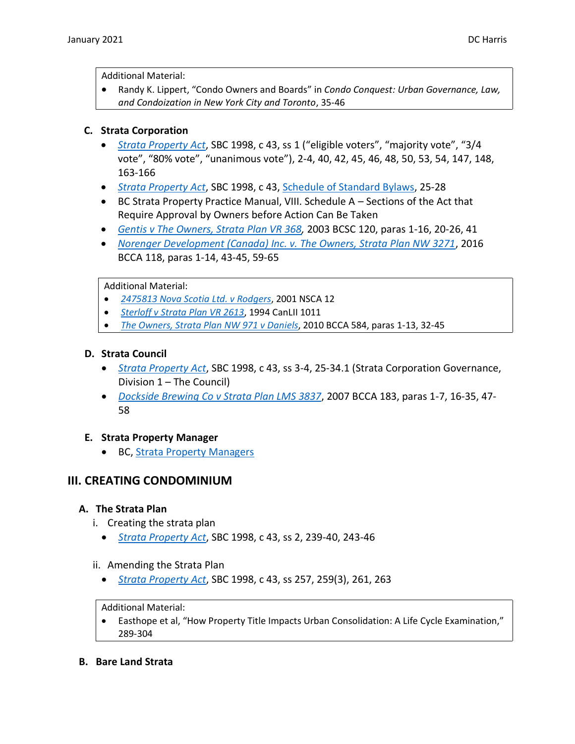Additional Material:

- Randy K. Lippert, "Condo Owners and Boards" in *Condo Conquest: Urban Governance, Law, and Condoization in New York City and Toronto*, 35-46

### C. Strata Corporation

- *Strata Property Act*, SBC 1998, c 43, ss 1 ("eligible voters", "majority vote", "3/4 vote", "80% vote", "unanimous vote"), 2-4, 40, 42, 45, 46, 48, 50, 53, 54, 147, 148, 163-166
- *Strata Property Act*, SBC 1998, c 43, Schedule of Standard Bylaws, 25-28
- BC Strata Property Practice Manual, VIII. Schedule A – Sections of the Act that Require Approval by Owners before Action Can Be Taken
- *Gentis v The Owners, Strata Plan VR 368*, 2003 BCSC 120, paras 1-16, 20-26, 41
- *Norenger Development (Canada) Inc. v. The Owners, Strata Plan NW 3271*, 2016 BCCA 118, paras 1-14, 43-45, 59-65

Additional Material:

- *2475813 Nova Scotia Ltd. v Rodgers*, 2001 NSCA 12
- *Sterloff v Strata Plan VR 2613*, 1994 CanLII 1011
- *The Owners, Strata Plan NW 971 v Daniels*, 2010 BCCA 584, paras 1-13, 32-45

### D. Strata Council

- *Strata Property Act*, SBC 1998, c 43, ss 3-4, 25-34.1 (Strata Corporation Governance, Division 1 – The Council)
- *Dockside Brewing Co v Strata Plan LMS 3837*, 2007 BCCA 183, paras 1-7, 16-35, 47-58

### E. Strata Property Manager

- BC, Strata Property Managers

## III. CREATING CONDOMINIUM

### A. The Strata Plan

i. Creating the strata plan

- *Strata Property Act*, SBC 1998, c 43, ss 2, 239-40, 243-46

ii. Amending the Strata Plan

- *Strata Property Act*, SBC 1998, c 43, ss 257, 259(3), 261, 263

Additional Material:

- Easthope et al, "How Property Title Impacts Urban Consolidation: A Life Cycle Examination," 289-304

### B. Bare Land Strata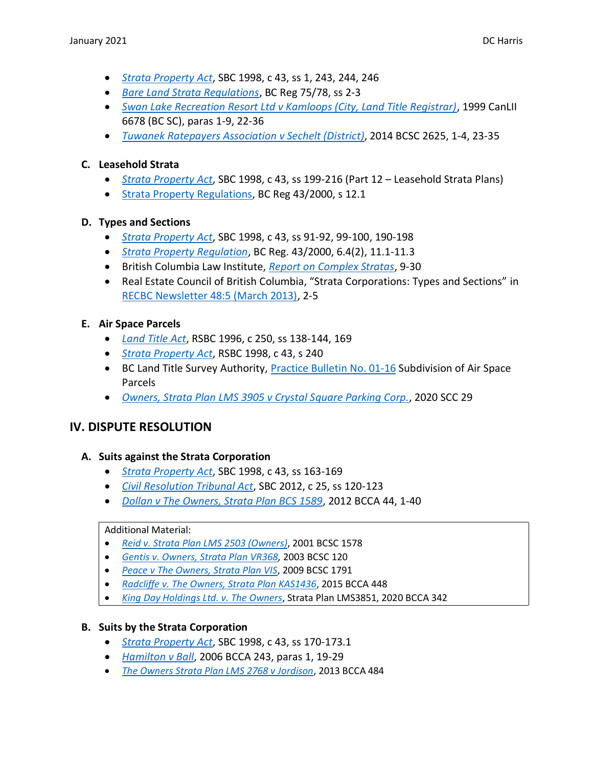- *Strata Property Act*, SBC 1998, c 43, ss 1, 243, 244, 246
- *Bare Land Strata Regulations*, BC Reg 75/78, ss 2-3
- *Swan Lake Recreation Resort Ltd v Kamloops (City, Land Title Registrar)*, 1999 CanLII 6678 (BC SC), paras 1-9, 22-36
- *Tuwanek Ratepayers Association v Sechelt (District)*, 2014 BCSC 2625, 1-4, 23-35

### C. Leasehold Strata

- *Strata Property Act*, SBC 1998, c 43, ss 199-216 (Part 12 – Leasehold Strata Plans)
- Strata Property Regulations, BC Reg 43/2000, s 12.1

### D. Types and Sections

- *Strata Property Act*, SBC 1998, c 43, ss 91-92, 99-100, 190-198
- *Strata Property Regulation*, BC Reg. 43/2000, 6.4(2), 11.1-11.3
- British Columbia Law Institute, *Report on Complex Stratas*, 9-30
- Real Estate Council of British Columbia, "Strata Corporations: Types and Sections" in RECBC Newsletter 48:5 (March 2013), 2-5

### E. Air Space Parcels

- *Land Title Act*, RSBC 1996, c 250, ss 138-144, 169
- *Strata Property Act*, RSBC 1998, c 43, s 240
- BC Land Title Survey Authority, Practice Bulletin No. 01-16 Subdivision of Air Space Parcels
- *Owners, Strata Plan LMS 3905 v Crystal Square Parking Corp.*, 2020 SCC 29

## IV. DISPUTE RESOLUTION

### A. Suits against the Strata Corporation

- *Strata Property Act*, SBC 1998, c 43, ss 163-169
- *Civil Resolution Tribunal Act*, SBC 2012, c 25, ss 120-123
- *Dollan v The Owners, Strata Plan BCS 1589*, 2012 BCCA 44, 1-40

Additional Material:

- *Reid v. Strata Plan LMS 2503 (Owners)*, 2001 BCSC 1578
- *Gentis v. Owners, Strata Plan VR368*, 2003 BCSC 120
- *Peace v The Owners, Strata Plan VIS*, 2009 BCSC 1791
- *Radcliffe v. The Owners, Strata Plan KAS1436*, 2015 BCCA 448
- *King Day Holdings Ltd. v. The Owners*, Strata Plan LMS3851, 2020 BCCA 342

### B. Suits by the Strata Corporation

- *Strata Property Act*, SBC 1998, c 43, ss 170-173.1
- *Hamilton v Ball*, 2006 BCCA 243, paras 1, 19-29
- *The Owners Strata Plan LMS 2768 v Jordison*, 2013 BCCA 484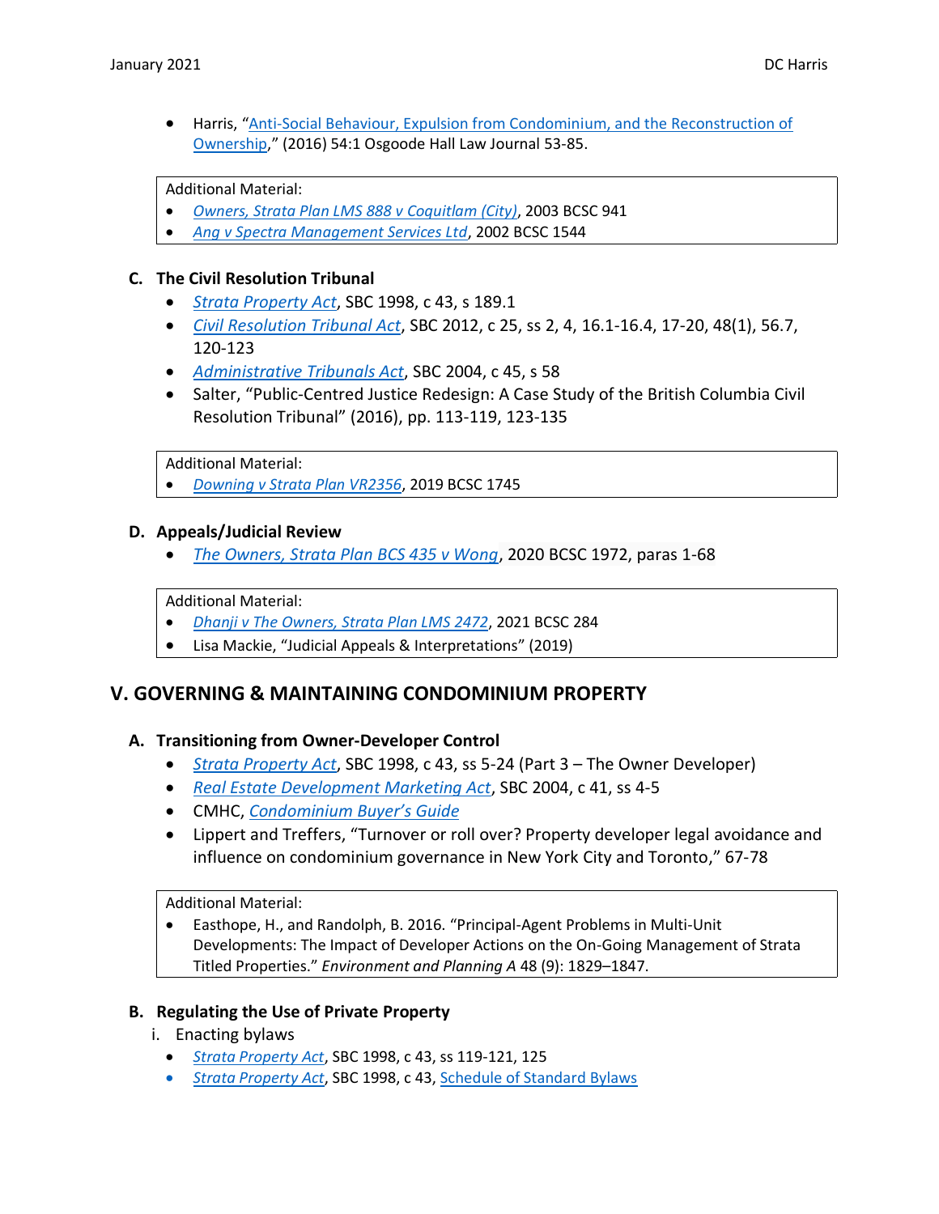- Harris, "Anti-Social Behaviour, Expulsion from Condominium, and the Reconstruction of Ownership," (2016) 54:1 Osgoode Hall Law Journal 53-85.

Additional Material:
- *Owners, Strata Plan LMS 888 v Coquitlam (City)*, 2003 BCSC 941
- *Ang v Spectra Management Services Ltd*, 2002 BCSC 1544

### C. The Civil Resolution Tribunal

- *Strata Property Act*, SBC 1998, c 43, s 189.1
- *Civil Resolution Tribunal Act*, SBC 2012, c 25, ss 2, 4, 16.1-16.4, 17-20, 48(1), 56.7, 120-123
- *Administrative Tribunals Act*, SBC 2004, c 45, s 58
- Salter, "Public-Centred Justice Redesign: A Case Study of the British Columbia Civil Resolution Tribunal" (2016), pp. 113-119, 123-135

Additional Material:
- *Downing v Strata Plan VR2356*, 2019 BCSC 1745

### D. Appeals/Judicial Review

- *The Owners, Strata Plan BCS 435 v Wong*, 2020 BCSC 1972, paras 1-68

Additional Material:
- *Dhanji v The Owners, Strata Plan LMS 2472*, 2021 BCSC 284
- Lisa Mackie, "Judicial Appeals & Interpretations" (2019)

## V. GOVERNING & MAINTAINING CONDOMINIUM PROPERTY

### A. Transitioning from Owner-Developer Control

- *Strata Property Act*, SBC 1998, c 43, ss 5-24 (Part 3 – The Owner Developer)
- *Real Estate Development Marketing Act*, SBC 2004, c 41, ss 4-5
- CMHC, *Condominium Buyer's Guide*
- Lippert and Treffers, "Turnover or roll over? Property developer legal avoidance and influence on condominium governance in New York City and Toronto," 67-78

Additional Material:
- Easthope, H., and Randolph, B. 2016. "Principal-Agent Problems in Multi-Unit Developments: The Impact of Developer Actions on the On-Going Management of Strata Titled Properties." *Environment and Planning A* 48 (9): 1829–1847.

### B. Regulating the Use of Private Property

i. Enacting bylaws

- *Strata Property Act*, SBC 1998, c 43, ss 119-121, 125
- *Strata Property Act*, SBC 1998, c 43, Schedule of Standard Bylaws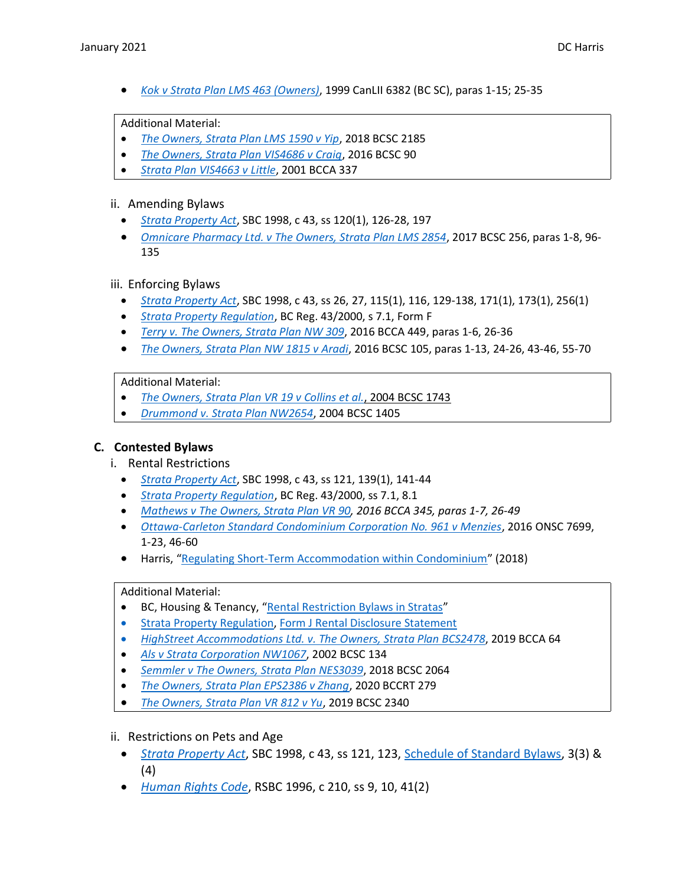- *Kok v Strata Plan LMS 463 (Owners)*, 1999 CanLII 6382 (BC SC), paras 1-15; 25-35

> Additional Material:
> - *The Owners, Strata Plan LMS 1590 v Yip*, 2018 BCSC 2185
> - *The Owners, Strata Plan VIS4686 v Craig*, 2016 BCSC 90
> - *Strata Plan VIS4663 v Little*, 2001 BCCA 337

ii. Amending Bylaws

- *Strata Property Act*, SBC 1998, c 43, ss 120(1), 126-28, 197
- *Omnicare Pharmacy Ltd. v The Owners, Strata Plan LMS 2854*, 2017 BCSC 256, paras 1-8, 96-135

iii. Enforcing Bylaws

- *Strata Property Act*, SBC 1998, c 43, ss 26, 27, 115(1), 116, 129-138, 171(1), 173(1), 256(1)
- *Strata Property Regulation*, BC Reg. 43/2000, s 7.1, Form F
- *Terry v. The Owners, Strata Plan NW 309*, 2016 BCCA 449, paras 1-6, 26-36
- *The Owners, Strata Plan NW 1815 v Aradi*, 2016 BCSC 105, paras 1-13, 24-26, 43-46, 55-70

> Additional Material:
> - *The Owners, Strata Plan VR 19 v Collins et al.*, 2004 BCSC 1743
> - *Drummond v. Strata Plan NW2654*, 2004 BCSC 1405

## C. Contested Bylaws

i. Rental Restrictions

- *Strata Property Act*, SBC 1998, c 43, ss 121, 139(1), 141-44
- *Strata Property Regulation*, BC Reg. 43/2000, ss 7.1, 8.1
- *Mathews v The Owners, Strata Plan VR 90, 2016 BCCA 345, paras 1-7, 26-49*
- *Ottawa-Carleton Standard Condominium Corporation No. 961 v Menzies*, 2016 ONSC 7699, 1-23, 46-60
- Harris, "Regulating Short-Term Accommodation within Condominium" (2018)

> Additional Material:
> - BC, Housing & Tenancy, "Rental Restriction Bylaws in Stratas"
> - Strata Property Regulation, Form J Rental Disclosure Statement
> - *HighStreet Accommodations Ltd. v. The Owners, Strata Plan BCS2478*, 2019 BCCA 64
> - *Als v Strata Corporation NW1067*, 2002 BCSC 134
> - *Semmler v The Owners, Strata Plan NES3039*, 2018 BCSC 2064
> - *The Owners, Strata Plan EPS2386 v Zhang*, 2020 BCCRT 279
> - *The Owners, Strata Plan VR 812 v Yu*, 2019 BCSC 2340

ii. Restrictions on Pets and Age

- *Strata Property Act*, SBC 1998, c 43, ss 121, 123, Schedule of Standard Bylaws, 3(3) & (4)
- *Human Rights Code*, RSBC 1996, c 210, ss 9, 10, 41(2)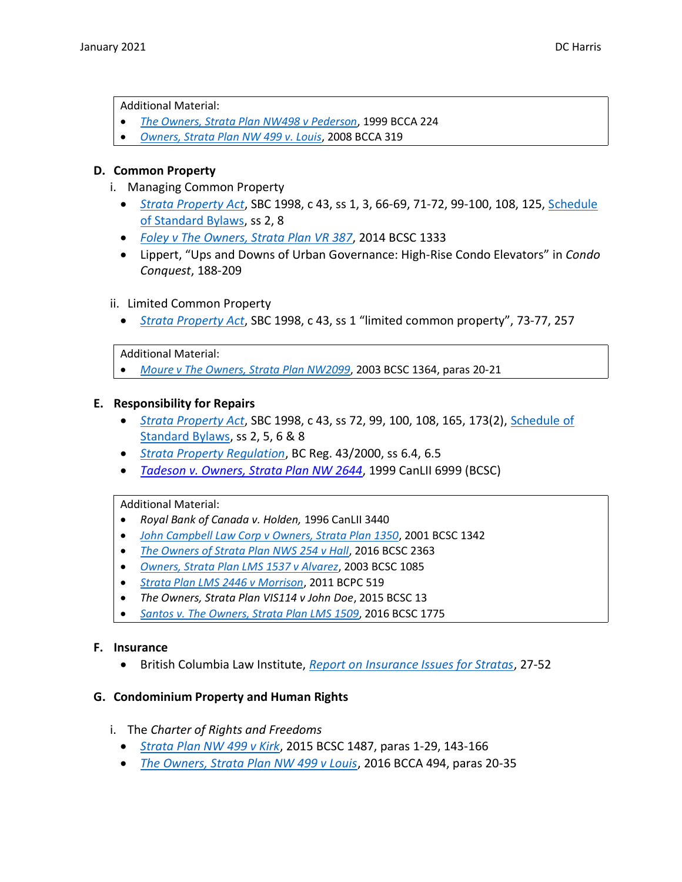Additional Material:

- *The Owners, Strata Plan NW498 v Pederson*, 1999 BCCA 224
- *Owners, Strata Plan NW 499 v. Louis*, 2008 BCCA 319

### D. Common Property

i. Managing Common Property

- *Strata Property Act*, SBC 1998, c 43, ss 1, 3, 66-69, 71-72, 99-100, 108, 125, Schedule of Standard Bylaws, ss 2, 8
- *Foley v The Owners, Strata Plan VR 387*, 2014 BCSC 1333
- Lippert, "Ups and Downs of Urban Governance: High-Rise Condo Elevators" in *Condo Conquest*, 188-209

ii. Limited Common Property

- *Strata Property Act*, SBC 1998, c 43, ss 1 "limited common property", 73-77, 257

Additional Material:

- *Moure v The Owners, Strata Plan NW2099*, 2003 BCSC 1364, paras 20-21

### E. Responsibility for Repairs

- *Strata Property Act*, SBC 1998, c 43, ss 72, 99, 100, 108, 165, 173(2), Schedule of Standard Bylaws, ss 2, 5, 6 & 8
- *Strata Property Regulation*, BC Reg. 43/2000, ss 6.4, 6.5
- *Tadeson v. Owners, Strata Plan NW 2644*, 1999 CanLII 6999 (BCSC)

Additional Material:

- *Royal Bank of Canada v. Holden,* 1996 CanLII 3440
- *John Campbell Law Corp v Owners, Strata Plan 1350*, 2001 BCSC 1342
- *The Owners of Strata Plan NWS 254 v Hall*, 2016 BCSC 2363
- *Owners, Strata Plan LMS 1537 v Alvarez*, 2003 BCSC 1085
- *Strata Plan LMS 2446 v Morrison*, 2011 BCPC 519
- *The Owners, Strata Plan VIS114 v John Doe*, 2015 BCSC 13
- *Santos v. The Owners, Strata Plan LMS 1509*, 2016 BCSC 1775

### F. Insurance

- British Columbia Law Institute, *Report on Insurance Issues for Stratas*, 27-52

### G. Condominium Property and Human Rights

i. The *Charter of Rights and Freedoms*

- *Strata Plan NW 499 v Kirk*, 2015 BCSC 1487, paras 1-29, 143-166
- *The Owners, Strata Plan NW 499 v Louis*, 2016 BCCA 494, paras 20-35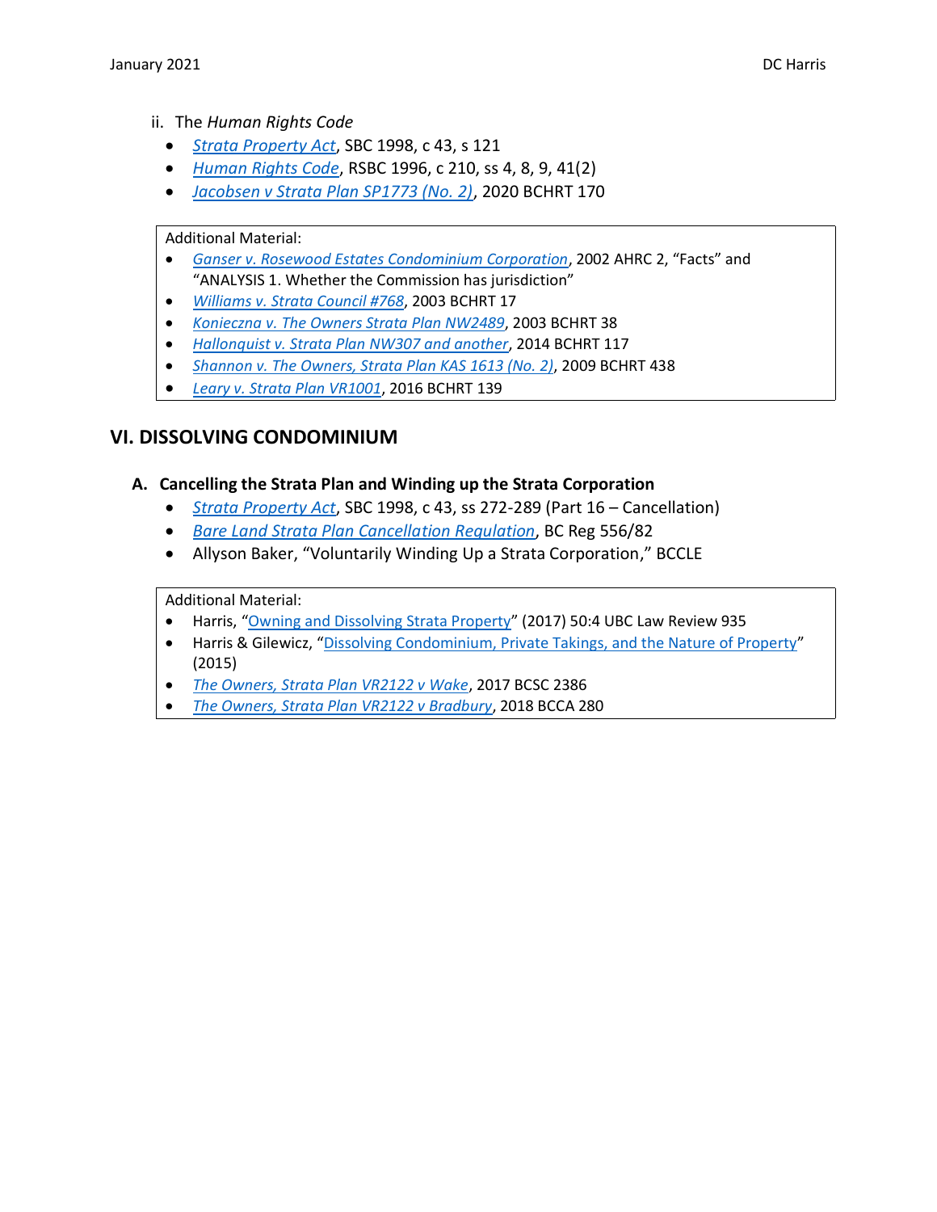ii. The *Human Rights Code*

- *Strata Property Act*, SBC 1998, c 43, s 121
- *Human Rights Code*, RSBC 1996, c 210, ss 4, 8, 9, 41(2)
- *Jacobsen v Strata Plan SP1773 (No. 2)*, 2020 BCHRT 170

Additional Material:

- *Ganser v. Rosewood Estates Condominium Corporation*, 2002 AHRC 2, "Facts" and "ANALYSIS 1. Whether the Commission has jurisdiction"
- *Williams v. Strata Council #768*, 2003 BCHRT 17
- *Konieczna v. The Owners Strata Plan NW2489*, 2003 BCHRT 38
- *Hallonquist v. Strata Plan NW307 and another*, 2014 BCHRT 117
- *Shannon v. The Owners, Strata Plan KAS 1613 (No. 2)*, 2009 BCHRT 438
- *Leary v. Strata Plan VR1001*, 2016 BCHRT 139

## VI. DISSOLVING CONDOMINIUM

### A. Cancelling the Strata Plan and Winding up the Strata Corporation

- *Strata Property Act*, SBC 1998, c 43, ss 272-289 (Part 16 – Cancellation)
- *Bare Land Strata Plan Cancellation Regulation*, BC Reg 556/82
- Allyson Baker, "Voluntarily Winding Up a Strata Corporation," BCCLE

Additional Material:

- Harris, "Owning and Dissolving Strata Property" (2017) 50:4 UBC Law Review 935
- Harris & Gilewicz, "Dissolving Condominium, Private Takings, and the Nature of Property" (2015)
- *The Owners, Strata Plan VR2122 v Wake*, 2017 BCSC 2386
- *The Owners, Strata Plan VR2122 v Bradbury*, 2018 BCCA 280